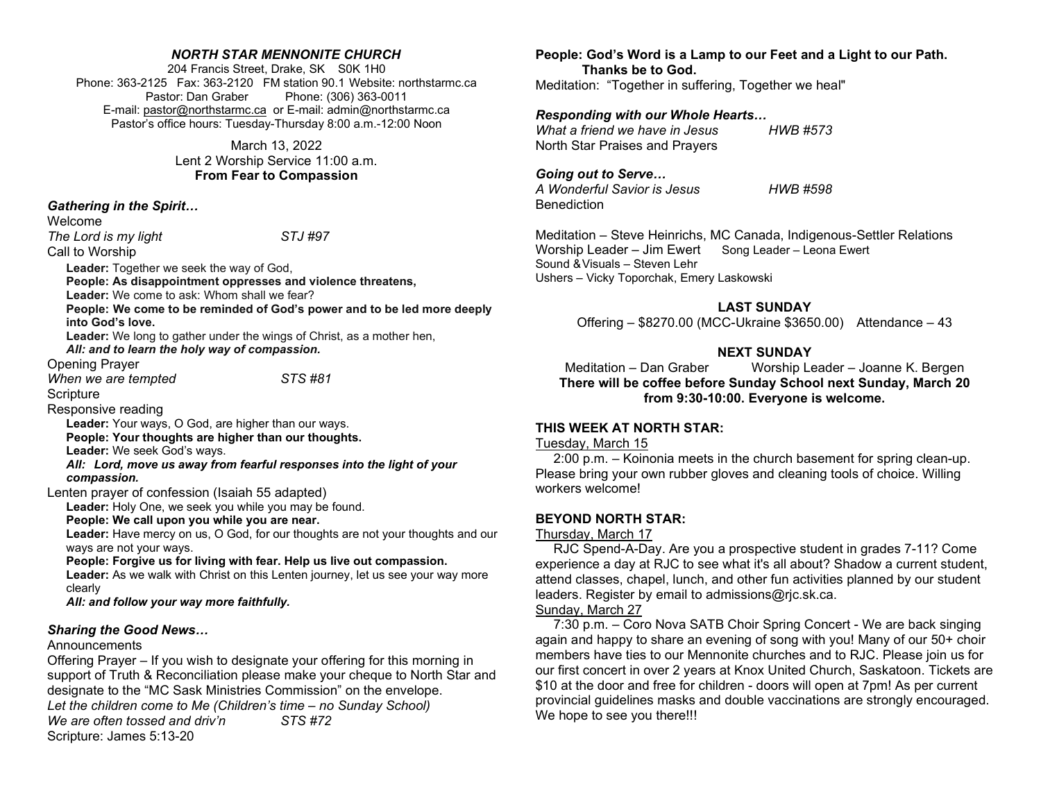***NORTH STAR MENNONITE CHURCH***

204 Francis Street, Drake, SK S0K 1H0
Phone: 363-2125 Fax: 363-2120 FM station 90.1 Website: northstarmc.ca
Pastor: Dan Graber Phone: (306) 363-0011
E-mail: pastor@northstarmc.ca or E-mail: admin@northstarmc.ca
Pastor's office hours: Tuesday-Thursday 8:00 a.m.-12:00 Noon

March 13, 2022
Lent 2 Worship Service 11:00 a.m.
**From Fear to Compassion**

***Gathering in the Spirit…***

Welcome
*The Lord is my light* *STJ #97*
Call to Worship

**Leader:** Together we seek the way of God,
**People: As disappointment oppresses and violence threatens,**
**Leader:** We come to ask: Whom shall we fear?
**People: We come to be reminded of God's power and to be led more deeply into God's love.**
**Leader:** We long to gather under the wings of Christ, as a mother hen,
***All: and to learn the holy way of compassion.***

Opening Prayer
*When we are tempted* *STS #81*
Scripture
Responsive reading

**Leader:** Your ways, O God, are higher than our ways.
**People: Your thoughts are higher than our thoughts.**
**Leader:** We seek God's ways.
***All: Lord, move us away from fearful responses into the light of your compassion.***

Lenten prayer of confession (Isaiah 55 adapted)

**Leader:** Holy One, we seek you while you may be found.
**People: We call upon you while you are near.**
**Leader:** Have mercy on us, O God, for our thoughts are not your thoughts and our ways are not your ways.
**People: Forgive us for living with fear. Help us live out compassion.**
**Leader:** As we walk with Christ on this Lenten journey, let us see your way more clearly
***All: and follow your way more faithfully.***

***Sharing the Good News…***

Announcements
Offering Prayer – If you wish to designate your offering for this morning in support of Truth & Reconciliation please make your cheque to North Star and designate to the "MC Sask Ministries Commission" on the envelope.
*Let the children come to Me (Children's time – no Sunday School)*
*We are often tossed and driv'n* *STS #72*
Scripture: James 5:13-20

**People: God's Word is a Lamp to our Feet and a Light to our Path.**
**Thanks be to God.**
Meditation: "Together in suffering, Together we heal"

***Responding with our Whole Hearts…***

*What a friend we have in Jesus* *HWB #573*
North Star Praises and Prayers

***Going out to Serve…***

*A Wonderful Savior is Jesus* *HWB #598*
Benediction

Meditation – Steve Heinrichs, MC Canada, Indigenous-Settler Relations
Worship Leader – Jim Ewert Song Leader – Leona Ewert
Sound & Visuals – Steven Lehr
Ushers – Vicky Toporchak, Emery Laskowski

**LAST SUNDAY**

Offering – $8270.00 (MCC-Ukraine $3650.00) Attendance – 43

**NEXT SUNDAY**

Meditation – Dan Graber Worship Leader – Joanne K. Bergen
**There will be coffee before Sunday School next Sunday, March 20 from 9:30-10:00. Everyone is welcome.**

**THIS WEEK AT NORTH STAR:**

Tuesday, March 15
2:00 p.m. – Koinonia meets in the church basement for spring clean-up. Please bring your own rubber gloves and cleaning tools of choice. Willing workers welcome!

**BEYOND NORTH STAR:**

Thursday, March 17
RJC Spend-A-Day. Are you a prospective student in grades 7-11? Come experience a day at RJC to see what it's all about? Shadow a current student, attend classes, chapel, lunch, and other fun activities planned by our student leaders. Register by email to admissions@rjc.sk.ca.

Sunday, March 27
7:30 p.m. – Coro Nova SATB Choir Spring Concert - We are back singing again and happy to share an evening of song with you! Many of our 50+ choir members have ties to our Mennonite churches and to RJC. Please join us for our first concert in over 2 years at Knox United Church, Saskatoon. Tickets are $10 at the door and free for children - doors will open at 7pm! As per current provincial guidelines masks and double vaccinations are strongly encouraged. We hope to see you there!!!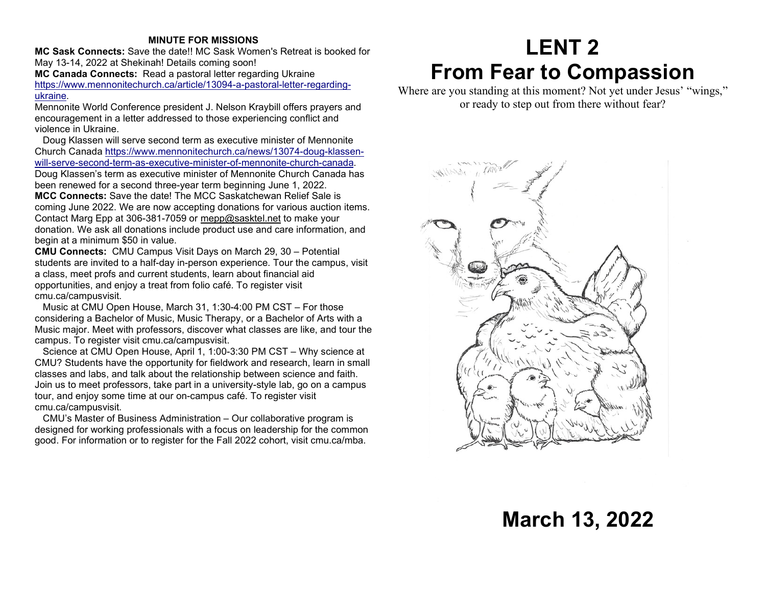**MINUTE FOR MISSIONS**

**MC Sask Connects:** Save the date!! MC Sask Women's Retreat is booked for May 13-14, 2022 at Shekinah! Details coming soon!

**MC Canada Connects:** Read a pastoral letter regarding Ukraine https://www.mennonitechurch.ca/article/13094-a-pastoral-letter-regarding-ukraine.

Mennonite World Conference president J. Nelson Kraybill offers prayers and encouragement in a letter addressed to those experiencing conflict and violence in Ukraine.

Doug Klassen will serve second term as executive minister of Mennonite Church Canada https://www.mennonitechurch.ca/news/13074-doug-klassen-will-serve-second-term-as-executive-minister-of-mennonite-church-canada. Doug Klassen's term as executive minister of Mennonite Church Canada has been renewed for a second three-year term beginning June 1, 2022.

**MCC Connects:** Save the date! The MCC Saskatchewan Relief Sale is coming June 2022. We are now accepting donations for various auction items. Contact Marg Epp at 306-381-7059 or mepp@sasktel.net to make your donation. We ask all donations include product use and care information, and begin at a minimum $50 in value.

**CMU Connects:** CMU Campus Visit Days on March 29, 30 – Potential students are invited to a half-day in-person experience. Tour the campus, visit a class, meet profs and current students, learn about financial aid opportunities, and enjoy a treat from folio café. To register visit cmu.ca/campusvisit.

Music at CMU Open House, March 31, 1:30-4:00 PM CST – For those considering a Bachelor of Music, Music Therapy, or a Bachelor of Arts with a Music major. Meet with professors, discover what classes are like, and tour the campus. To register visit cmu.ca/campusvisit.

Science at CMU Open House, April 1, 1:00-3:30 PM CST – Why science at CMU? Students have the opportunity for fieldwork and research, learn in small classes and labs, and talk about the relationship between science and faith. Join us to meet professors, take part in a university-style lab, go on a campus tour, and enjoy some time at our on-campus café. To register visit cmu.ca/campusvisit.

CMU's Master of Business Administration – Our collaborative program is designed for working professionals with a focus on leadership for the common good. For information or to register for the Fall 2022 cohort, visit cmu.ca/mba.

# LENT 2
# From Fear to Compassion

Where are you standing at this moment? Not yet under Jesus' "wings," or ready to step out from there without fear?

# March 13, 2022